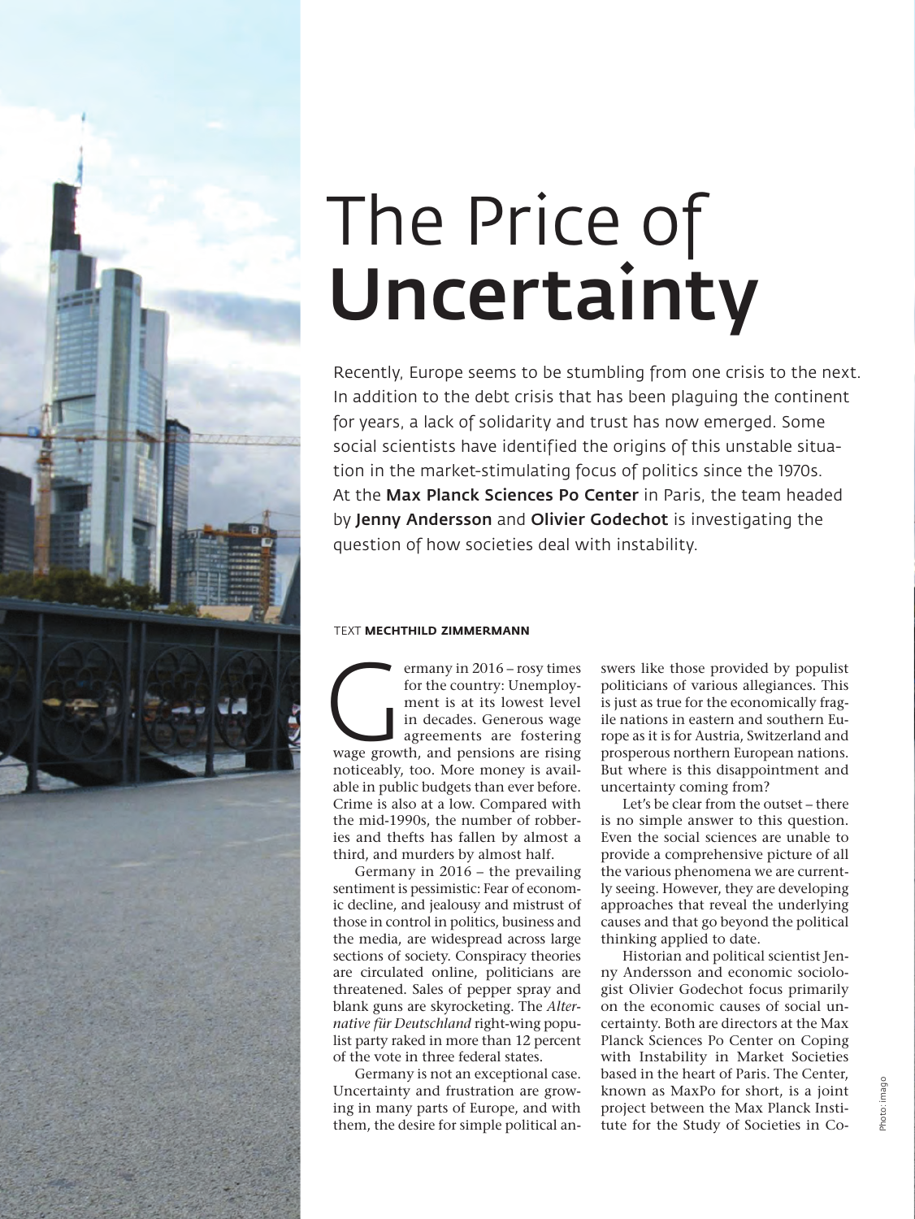# The Price of **Uncertainty**

Recently, Europe seems to be stumbling from one crisis to the next. In addition to the debt crisis that has been plaguing the continent for years, a lack of solidarity and trust has now emerged. Some social scientists have identified the origins of this unstable situation in the market-stimulating focus of politics since the 1970s. At the **Max Planck Sciences Po Center** in Paris, the team headed by **Jenny Andersson** and **Olivier Godechot** is investigating the question of how societies deal with instability.

TEXT **MECHTHILD ZIMMERMANN**

Germany in 2016 – rosy times for the country: Unemployment is at its lowest level in decades. Generous wage agreements are fostering wage growth, and pensions are rising noticeably, too. More money is available in public budgets than ever before. Crime is also at a low. Compared with the mid-1990s, the number of robberies and thefts has fallen by almost a third, and murders by almost half.

Germany in 2016 – the prevailing sentiment is pessimistic: Fear of economic decline, and jealousy and mistrust of those in control in politics, business and the media, are widespread across large sections of society. Conspiracy theories are circulated online, politicians are threatened. Sales of pepper spray and blank guns are skyrocketing. The *Alternative für Deutschland* right-wing populist party raked in more than 12 percent of the vote in three federal states.

Germany is not an exceptional case. Uncertainty and frustration are growing in many parts of Europe, and with them, the desire for simple political answers like those provided by populist politicians of various allegiances. This is just as true for the economically fragile nations in eastern and southern Europe as it is for Austria, Switzerland and prosperous northern European nations. But where is this disappointment and uncertainty coming from?

Let's be clear from the outset – there is no simple answer to this question. Even the social sciences are unable to provide a comprehensive picture of all the various phenomena we are currently seeing. However, they are developing approaches that reveal the underlying causes and that go beyond the political thinking applied to date.

Historian and political scientist Jenny Andersson and economic sociologist Olivier Godechot focus primarily on the economic causes of social uncertainty. Both are directors at the Max Planck Sciences Po Center on Coping with Instability in Market Societies based in the heart of Paris. The Center, known as MaxPo for short, is a joint project between the Max Planck Institute for the Study of Societies in Co-

Photo: imago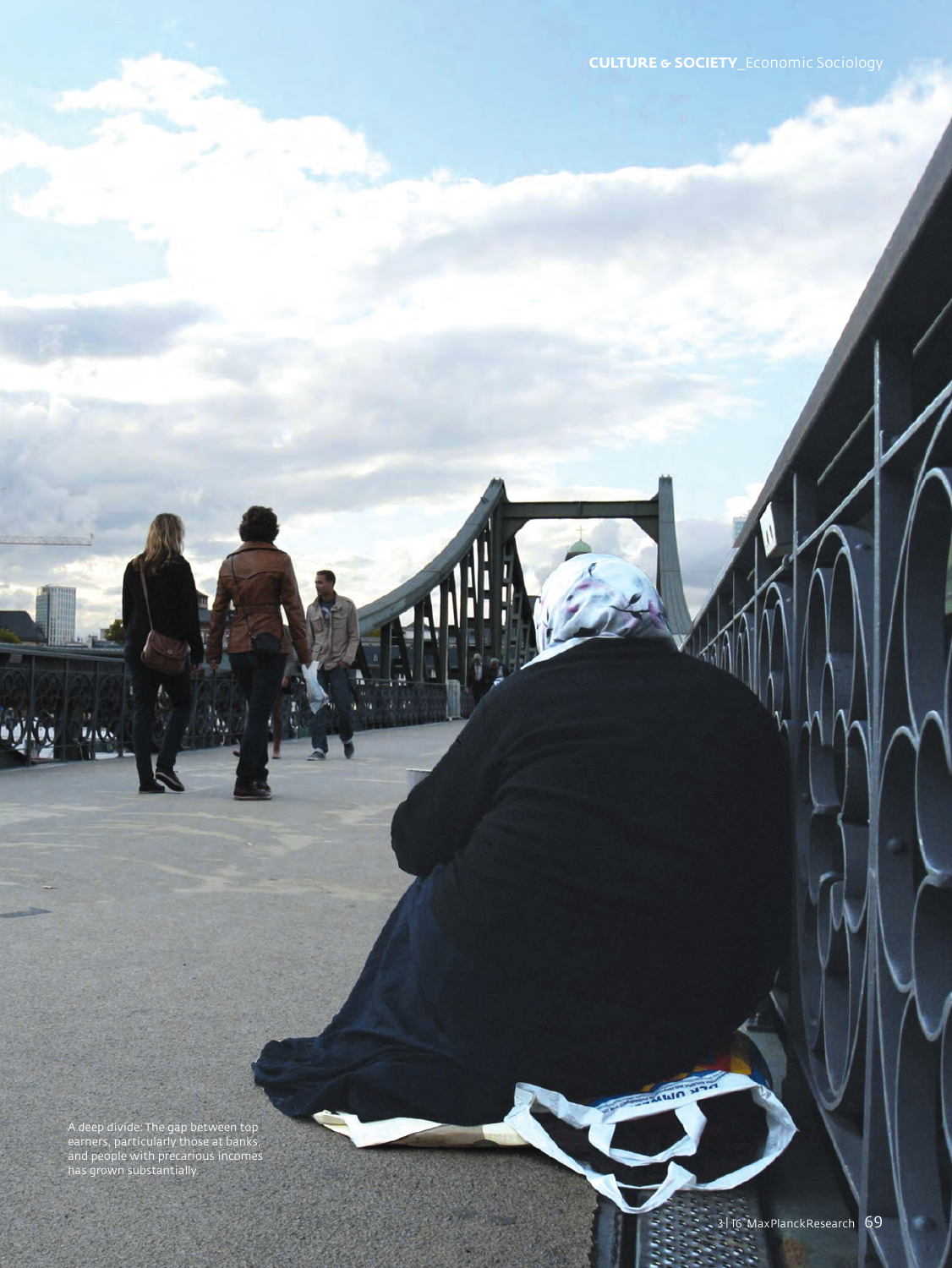A deep divide: The gap between top earners, particularly those at banks, and people with precarious incomes has grown substantially.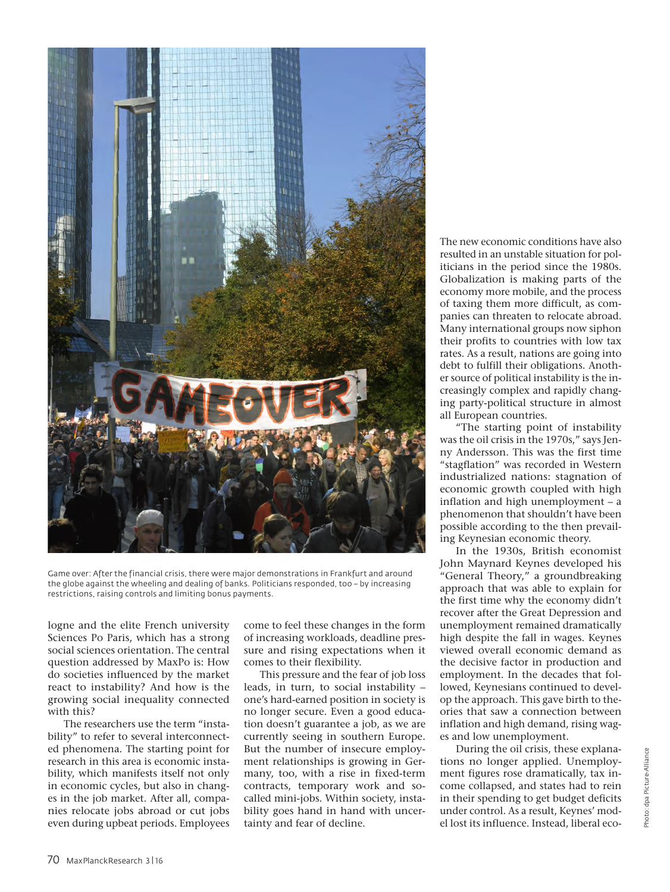Game over: After the financial crisis, there were major demonstrations in Frankfurt and around the globe against the wheeling and dealing of banks. Politicians responded, too – by increasing restrictions, raising controls and limiting bonus payments.

logne and the elite French university Sciences Po Paris, which has a strong social sciences orientation. The central question addressed by MaxPo is: How do societies influenced by the market react to instability? And how is the growing social inequality connected with this?

The researchers use the term "instability" to refer to several interconnected phenomena. The starting point for research in this area is economic instability, which manifests itself not only in economic cycles, but also in changes in the job market. After all, companies relocate jobs abroad or cut jobs even during upbeat periods. Employees come to feel these changes in the form of increasing workloads, deadline pressure and rising expectations when it comes to their flexibility.

This pressure and the fear of job loss leads, in turn, to social instability – one's hard-earned position in society is no longer secure. Even a good education doesn't guarantee a job, as we are currently seeing in southern Europe. But the number of insecure employment relationships is growing in Germany, too, with a rise in fixed-term contracts, temporary work and so-called mini-jobs. Within society, instability goes hand in hand with uncertainty and fear of decline.

The new economic conditions have also resulted in an unstable situation for politicians in the period since the 1980s. Globalization is making parts of the economy more mobile, and the process of taxing them more difficult, as companies can threaten to relocate abroad. Many international groups now siphon their profits to countries with low tax rates. As a result, nations are going into debt to fulfill their obligations. Another source of political instability is the increasingly complex and rapidly changing party-political structure in almost all European countries.

"The starting point of instability was the oil crisis in the 1970s," says Jenny Andersson. This was the first time "stagflation" was recorded in Western industrialized nations: stagnation of economic growth coupled with high inflation and high unemployment – a phenomenon that shouldn't have been possible according to the then prevailing Keynesian economic theory.

In the 1930s, British economist John Maynard Keynes developed his "General Theory," a groundbreaking approach that was able to explain for the first time why the economy didn't recover after the Great Depression and unemployment remained dramatically high despite the fall in wages. Keynes viewed overall economic demand as the decisive factor in production and employment. In the decades that followed, Keynesians continued to develop the approach. This gave birth to theories that saw a connection between inflation and high demand, rising wages and low unemployment.

During the oil crisis, these explanations no longer applied. Unemployment figures rose dramatically, tax income collapsed, and states had to rein in their spending to get budget deficits under control. As a result, Keynes' model lost its influence. Instead, liberal eco-

Photo: dpa Picture-Alliance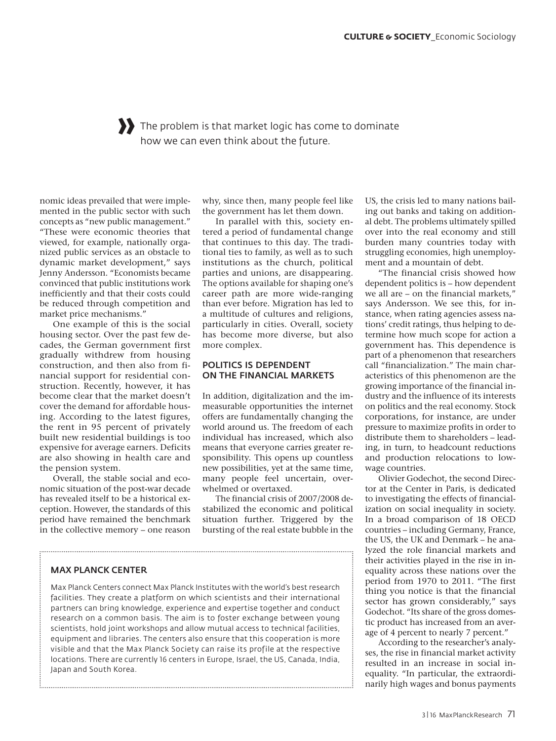» The problem is that market logic has come to dominate how we can even think about the future.

nomic ideas prevailed that were implemented in the public sector with such concepts as "new public management." "These were economic theories that viewed, for example, nationally organized public services as an obstacle to dynamic market development," says Jenny Andersson. "Economists became convinced that public institutions work inefficiently and that their costs could be reduced through competition and market price mechanisms."

One example of this is the social housing sector. Over the past few decades, the German government first gradually withdrew from housing construction, and then also from financial support for residential construction. Recently, however, it has become clear that the market doesn't cover the demand for affordable housing. According to the latest figures, the rent in 95 percent of privately built new residential buildings is too expensive for average earners. Deficits are also showing in health care and the pension system.

Overall, the stable social and economic situation of the post-war decade has revealed itself to be a historical exception. However, the standards of this period have remained the benchmark in the collective memory – one reason why, since then, many people feel like the government has let them down.

In parallel with this, society entered a period of fundamental change that continues to this day. The traditional ties to family, as well as to such institutions as the church, political parties and unions, are disappearing. The options available for shaping one's career path are more wide-ranging than ever before. Migration has led to a multitude of cultures and religions, particularly in cities. Overall, society has become more diverse, but also more complex.

## POLITICS IS DEPENDENT ON THE FINANCIAL MARKETS

In addition, digitalization and the immeasurable opportunities the internet offers are fundamentally changing the world around us. The freedom of each individual has increased, which also means that everyone carries greater responsibility. This opens up countless new possibilities, yet at the same time, many people feel uncertain, overwhelmed or overtaxed.

The financial crisis of 2007/2008 destabilized the economic and political situation further. Triggered by the bursting of the real estate bubble in the US, the crisis led to many nations bailing out banks and taking on additional debt. The problems ultimately spilled over into the real economy and still burden many countries today with struggling economies, high unemployment and a mountain of debt.

"The financial crisis showed how dependent politics is – how dependent we all are – on the financial markets," says Andersson. We see this, for instance, when rating agencies assess nations' credit ratings, thus helping to determine how much scope for action a government has. This dependence is part of a phenomenon that researchers call "financialization." The main characteristics of this phenomenon are the growing importance of the financial industry and the influence of its interests on politics and the real economy. Stock corporations, for instance, are under pressure to maximize profits in order to distribute them to shareholders – leading, in turn, to headcount reductions and production relocations to low-wage countries.

Olivier Godechot, the second Director at the Center in Paris, is dedicated to investigating the effects of financialization on social inequality in society. In a broad comparison of 18 OECD countries – including Germany, France, the US, the UK and Denmark – he analyzed the role financial markets and their activities played in the rise in inequality across these nations over the period from 1970 to 2011. "The first thing you notice is that the financial sector has grown considerably," says Godechot. "Its share of the gross domestic product has increased from an average of 4 percent to nearly 7 percent."

According to the researcher's analyses, the rise in financial market activity resulted in an increase in social inequality. "In particular, the extraordinarily high wages and bonus payments

### MAX PLANCK CENTER

Max Planck Centers connect Max Planck Institutes with the world's best research facilities. They create a platform on which scientists and their international partners can bring knowledge, experience and expertise together and conduct research on a common basis. The aim is to foster exchange between young scientists, hold joint workshops and allow mutual access to technical facilities, equipment and libraries. The centers also ensure that this cooperation is more visible and that the Max Planck Society can raise its profile at the respective locations. There are currently 16 centers in Europe, Israel, the US, Canada, India, Japan and South Korea.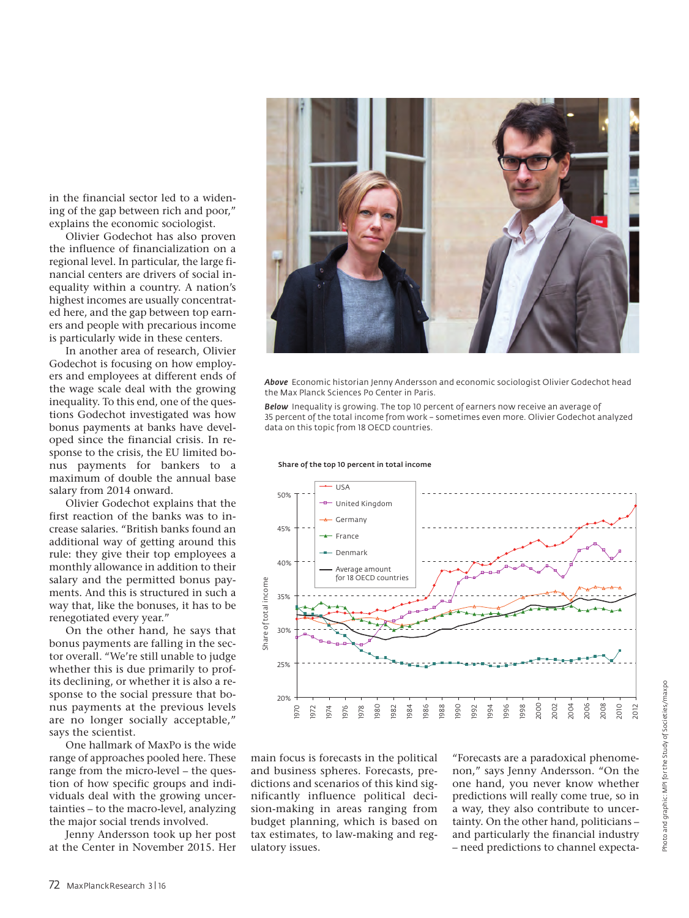in the financial sector led to a widening of the gap between rich and poor," explains the economic sociologist.

Olivier Godechot has also proven the influence of financialization on a regional level. In particular, the large financial centers are drivers of social inequality within a country. A nation's highest incomes are usually concentrated here, and the gap between top earners and people with precarious income is particularly wide in these centers.

In another area of research, Olivier Godechot is focusing on how employers and employees at different ends of the wage scale deal with the growing inequality. To this end, one of the questions Godechot investigated was how bonus payments at banks have developed since the financial crisis. In response to the crisis, the EU limited bonus payments for bankers to a maximum of double the annual base salary from 2014 onward.

Olivier Godechot explains that the first reaction of the banks was to increase salaries. "British banks found an additional way of getting around this rule: they give their top employees a monthly allowance in addition to their salary and the permitted bonus payments. And this is structured in such a way that, like the bonuses, it has to be renegotiated every year."

On the other hand, he says that bonus payments are falling in the sector overall. "We're still unable to judge whether this is due primarily to profits declining, or whether it is also a response to the social pressure that bonus payments at the previous levels are no longer socially acceptable," says the scientist.

One hallmark of MaxPo is the wide range of approaches pooled here. These range from the micro-level – the question of how specific groups and individuals deal with the growing uncertainties – to the macro-level, analyzing the major social trends involved.

Jenny Andersson took up her post at the Center in November 2015. Her main focus is forecasts in the political and business spheres. Forecasts, predictions and scenarios of this kind significantly influence political decision-making in areas ranging from budget planning, which is based on tax estimates, to law-making and regulatory issues.

"Forecasts are a paradoxical phenomenon," says Jenny Andersson. "On the one hand, you never know whether predictions will really come true, so in a way, they also contribute to uncertainty. On the other hand, politicians – and particularly the financial industry – need predictions to channel expecta-

***Above*** Economic historian Jenny Andersson and economic sociologist Olivier Godechot head the Max Planck Sciences Po Center in Paris.

***Below*** Inequality is growing. The top 10 percent of earners now receive an average of 35 percent of the total income from work – sometimes even more. Olivier Godechot analyzed data on this topic from 18 OECD countries.

**Share of the top 10 percent in total income**

Photo and graphic: MPI for the Study of Societies/maxpo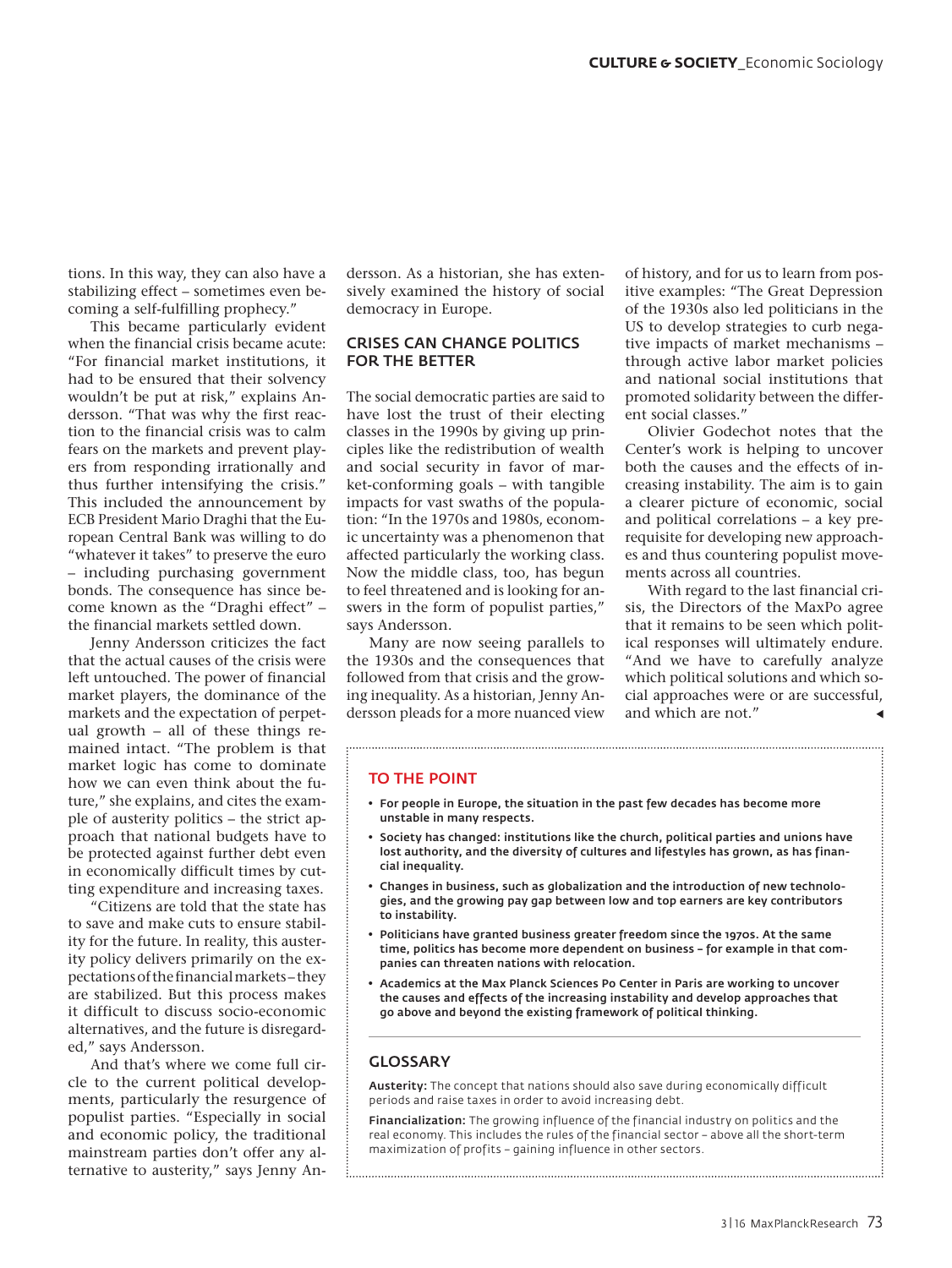tions. In this way, they can also have a stabilizing effect – sometimes even becoming a self-fulfilling prophecy."

This became particularly evident when the financial crisis became acute: "For financial market institutions, it had to be ensured that their solvency wouldn't be put at risk," explains Andersson. "That was why the first reaction to the financial crisis was to calm fears on the markets and prevent players from responding irrationally and thus further intensifying the crisis." This included the announcement by ECB President Mario Draghi that the European Central Bank was willing to do "whatever it takes" to preserve the euro – including purchasing government bonds. The consequence has since become known as the "Draghi effect" – the financial markets settled down.

Jenny Andersson criticizes the fact that the actual causes of the crisis were left untouched. The power of financial market players, the dominance of the markets and the expectation of perpetual growth – all of these things remained intact. "The problem is that market logic has come to dominate how we can even think about the future," she explains, and cites the example of austerity politics – the strict approach that national budgets have to be protected against further debt even in economically difficult times by cutting expenditure and increasing taxes.

"Citizens are told that the state has to save and make cuts to ensure stability for the future. In reality, this austerity policy delivers primarily on the expectations of the financial markets – they are stabilized. But this process makes it difficult to discuss socio-economic alternatives, and the future is disregarded," says Andersson.

And that's where we come full circle to the current political developments, particularly the resurgence of populist parties. "Especially in social and economic policy, the traditional mainstream parties don't offer any alternative to austerity," says Jenny Andersson. As a historian, she has extensively examined the history of social democracy in Europe.

## CRISES CAN CHANGE POLITICS FOR THE BETTER

The social democratic parties are said to have lost the trust of their electing classes in the 1990s by giving up principles like the redistribution of wealth and social security in favor of market-conforming goals – with tangible impacts for vast swaths of the population: "In the 1970s and 1980s, economic uncertainty was a phenomenon that affected particularly the working class. Now the middle class, too, has begun to feel threatened and is looking for answers in the form of populist parties," says Andersson.

Many are now seeing parallels to the 1930s and the consequences that followed from that crisis and the growing inequality. As a historian, Jenny Andersson pleads for a more nuanced view of history, and for us to learn from positive examples: "The Great Depression of the 1930s also led politicians in the US to develop strategies to curb negative impacts of market mechanisms – through active labor market policies and national social institutions that promoted solidarity between the different social classes."

Olivier Godechot notes that the Center's work is helping to uncover both the causes and the effects of increasing instability. The aim is to gain a clearer picture of economic, social and political correlations – a key prerequisite for developing new approaches and thus countering populist movements across all countries.

With regard to the last financial crisis, the Directors of the MaxPo agree that it remains to be seen which political responses will ultimately endure. "And we have to carefully analyze which political solutions and which social approaches were or are successful, and which are not."

## TO THE POINT

- **For people in Europe, the situation in the past few decades has become more unstable in many respects.**
- **Society has changed: institutions like the church, political parties and unions have lost authority, and the diversity of cultures and lifestyles has grown, as has financial inequality.**
- **Changes in business, such as globalization and the introduction of new technologies, and the growing pay gap between low and top earners are key contributors to instability.**
- **Politicians have granted business greater freedom since the 1970s. At the same time, politics has become more dependent on business – for example in that companies can threaten nations with relocation.**
- **Academics at the Max Planck Sciences Po Center in Paris are working to uncover the causes and effects of the increasing instability and develop approaches that go above and beyond the existing framework of political thinking.**

## GLOSSARY

**Austerity:** The concept that nations should also save during economically difficult periods and raise taxes in order to avoid increasing debt.

**Financialization:** The growing influence of the financial industry on politics and the real economy. This includes the rules of the financial sector – above all the short-term maximization of profits – gaining influence in other sectors.